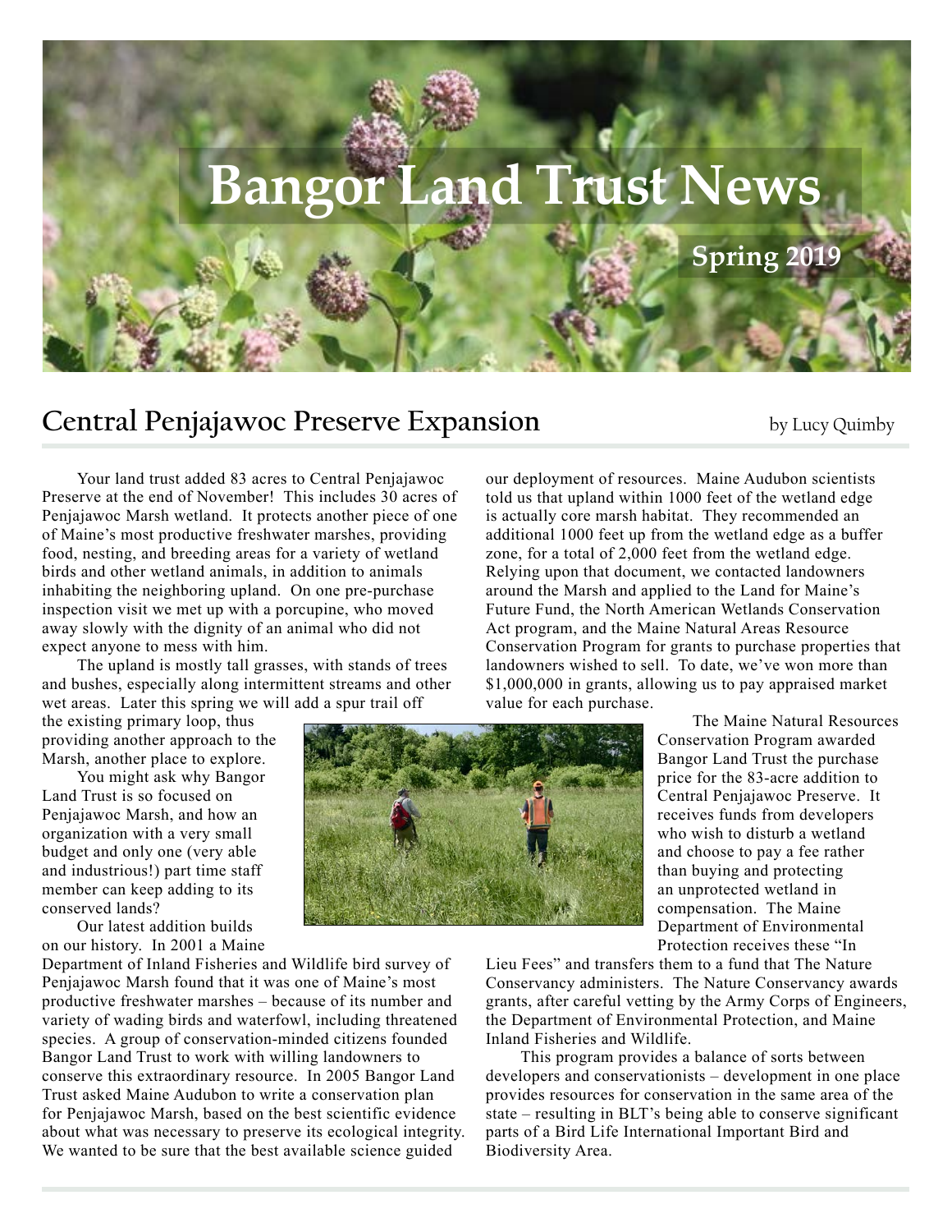# Bangor Land Trust News

**Spring 2019**

## Central Penjajawoc Preserve Expansion

by Lucy Quimby

Your land trust added 83 acres to Central Penjajawoc Preserve at the end of November! This includes 30 acres of Penjajawoc Marsh wetland. It protects another piece of one of Maine's most productive freshwater marshes, providing food, nesting, and breeding areas for a variety of wetland birds and other wetland animals, in addition to animals inhabiting the neighboring upland. On one pre-purchase inspection visit we met up with a porcupine, who moved away slowly with the dignity of an animal who did not expect anyone to mess with him.

The upland is mostly tall grasses, with stands of trees and bushes, especially along intermittent streams and other wet areas. Later this spring we will add a spur trail off the existing primary loop, thus providing another approach to the Marsh, another place to explore.

You might ask why Bangor Land Trust is so focused on Penjajawoc Marsh, and how an organization with a very small budget and only one (very able and industrious!) part time staff member can keep adding to its conserved lands?

Our latest addition builds on our history. In 2001 a Maine Department of Inland Fisheries and Wildlife bird survey of Penjajawoc Marsh found that it was one of Maine's most productive freshwater marshes – because of its number and variety of wading birds and waterfowl, including threatened species. A group of conservation-minded citizens founded Bangor Land Trust to work with willing landowners to conserve this extraordinary resource. In 2005 Bangor Land Trust asked Maine Audubon to write a conservation plan for Penjajawoc Marsh, based on the best scientific evidence about what was necessary to preserve its ecological integrity. We wanted to be sure that the best available science guided our deployment of resources. Maine Audubon scientists told us that upland within 1000 feet of the wetland edge is actually core marsh habitat. They recommended an additional 1000 feet up from the wetland edge as a buffer zone, for a total of 2,000 feet from the wetland edge. Relying upon that document, we contacted landowners around the Marsh and applied to the Land for Maine's Future Fund, the North American Wetlands Conservation Act program, and the Maine Natural Areas Resource Conservation Program for grants to purchase properties that landowners wished to sell. To date, we've won more than $1,000,000 in grants, allowing us to pay appraised market value for each purchase.

The Maine Natural Resources Conservation Program awarded Bangor Land Trust the purchase price for the 83-acre addition to Central Penjajawoc Preserve. It receives funds from developers who wish to disturb a wetland and choose to pay a fee rather than buying and protecting an unprotected wetland in compensation. The Maine Department of Environmental Protection receives these "In Lieu Fees" and transfers them to a fund that The Nature Conservancy administers. The Nature Conservancy awards grants, after careful vetting by the Army Corps of Engineers, the Department of Environmental Protection, and Maine Inland Fisheries and Wildlife.

This program provides a balance of sorts between developers and conservationists – development in one place provides resources for conservation in the same area of the state – resulting in BLT's being able to conserve significant parts of a Bird Life International Important Bird and Biodiversity Area.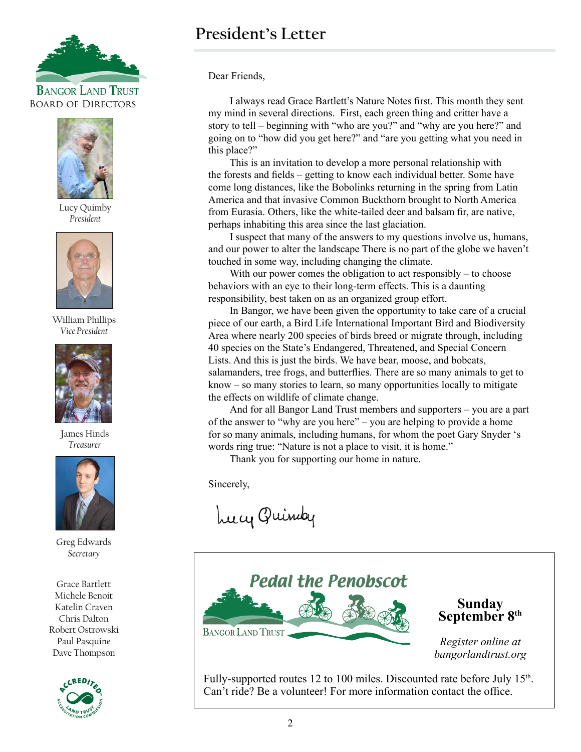Bangor Land Trust
Board of Directors

Lucy Quimby
*President*

William Phillips
*Vice President*

James Hinds
*Treasurer*

Greg Edwards
*Secretary*

Grace Bartlett
Michele Benoit
Katelin Craven
Chris Dalton
Robert Ostrowski
Paul Pasquine
Dave Thompson

# President's Letter

Dear Friends,

I always read Grace Bartlett's Nature Notes first. This month they sent my mind in several directions. First, each green thing and critter have a story to tell – beginning with "who are you?" and "why are you here?" and going on to "how did you get here?" and "are you getting what you need in this place?"

This is an invitation to develop a more personal relationship with the forests and fields – getting to know each individual better. Some have come long distances, like the Bobolinks returning in the spring from Latin America and that invasive Common Buckthorn brought to North America from Eurasia. Others, like the white-tailed deer and balsam fir, are native, perhaps inhabiting this area since the last glaciation.

I suspect that many of the answers to my questions involve us, humans, and our power to alter the landscape There is no part of the globe we haven't touched in some way, including changing the climate.

With our power comes the obligation to act responsibly – to choose behaviors with an eye to their long-term effects. This is a daunting responsibility, best taken on as an organized group effort.

In Bangor, we have been given the opportunity to take care of a crucial piece of our earth, a Bird Life International Important Bird and Biodiversity Area where nearly 200 species of birds breed or migrate through, including 40 species on the State's Endangered, Threatened, and Special Concern Lists. And this is just the birds. We have bear, moose, and bobcats, salamanders, tree frogs, and butterflies. There are so many animals to get to know – so many stories to learn, so many opportunities locally to mitigate the effects on wildlife of climate change.

And for all Bangor Land Trust members and supporters – you are a part of the answer to "why are you here" – you are helping to provide a home for so many animals, including humans, for whom the poet Gary Snyder 's words ring true: "Nature is not a place to visit, it is home."

Thank you for supporting our home in nature.

Sincerely,

Lucy Quimby

---

**Pedal the Penobscot**

Bangor Land Trust

**Sunday September 8th**

*Register online at bangorlandtrust.org*

Fully-supported routes 12 to 100 miles. Discounted rate before July 15th. Can't ride? Be a volunteer! For more information contact the office.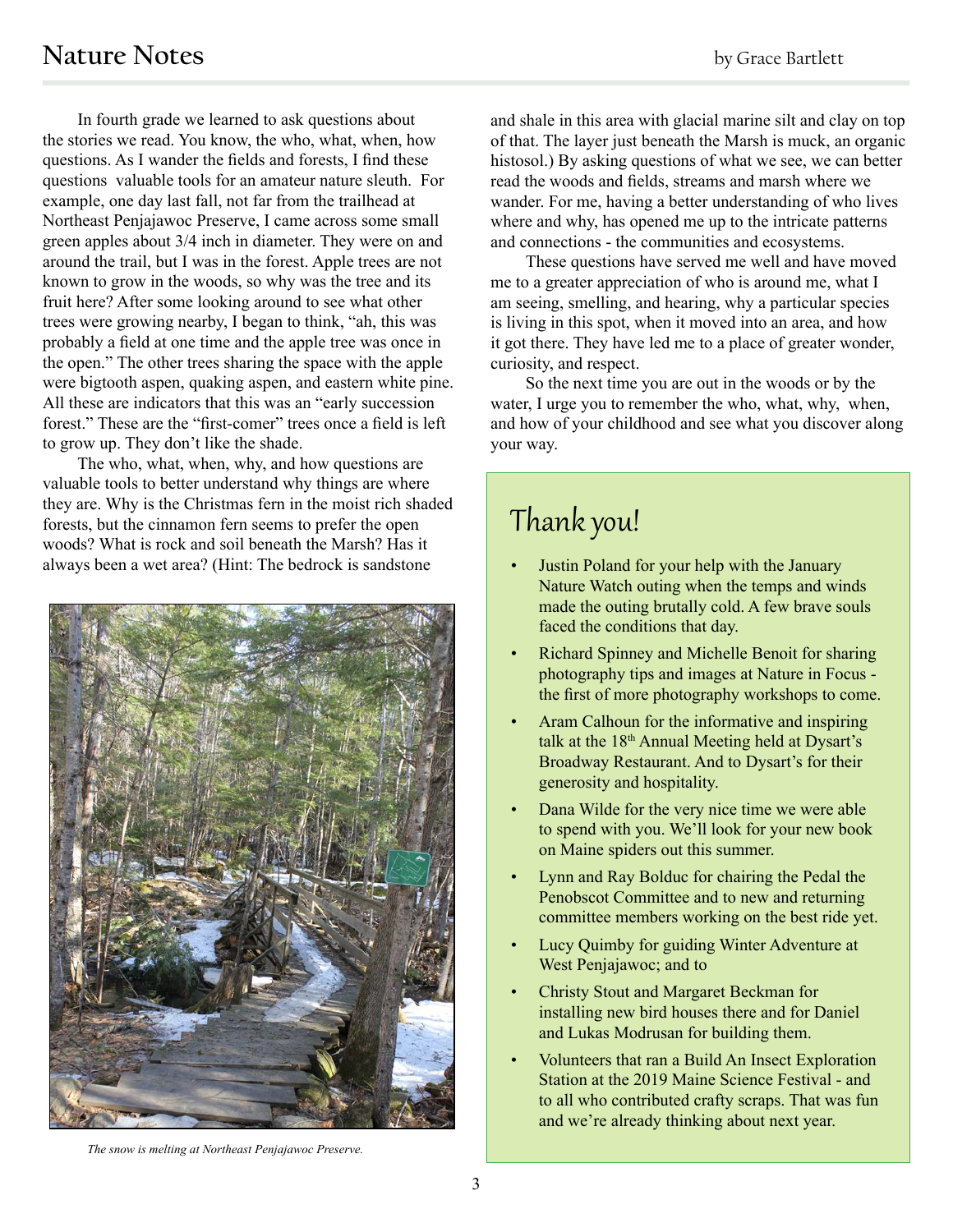## Nature Notes

by Grace Bartlett

In fourth grade we learned to ask questions about the stories we read. You know, the who, what, when, how questions. As I wander the fields and forests, I find these questions valuable tools for an amateur nature sleuth. For example, one day last fall, not far from the trailhead at Northeast Penjajawoc Preserve, I came across some small green apples about 3/4 inch in diameter. They were on and around the trail, but I was in the forest. Apple trees are not known to grow in the woods, so why was the tree and its fruit here? After some looking around to see what other trees were growing nearby, I began to think, "ah, this was probably a field at one time and the apple tree was once in the open." The other trees sharing the space with the apple were bigtooth aspen, quaking aspen, and eastern white pine. All these are indicators that this was an "early succession forest." These are the "first-comer" trees once a field is left to grow up. They don't like the shade.

The who, what, when, why, and how questions are valuable tools to better understand why things are where they are. Why is the Christmas fern in the moist rich shaded forests, but the cinnamon fern seems to prefer the open woods? What is rock and soil beneath the Marsh? Has it always been a wet area? (Hint: The bedrock is sandstone and shale in this area with glacial marine silt and clay on top of that. The layer just beneath the Marsh is muck, an organic histosol.) By asking questions of what we see, we can better read the woods and fields, streams and marsh where we wander. For me, having a better understanding of who lives where and why, has opened me up to the intricate patterns and connections - the communities and ecosystems.

These questions have served me well and have moved me to a greater appreciation of who is around me, what I am seeing, smelling, and hearing, why a particular species is living in this spot, when it moved into an area, and how it got there. They have led me to a place of greater wonder, curiosity, and respect.

So the next time you are out in the woods or by the water, I urge you to remember the who, what, why, when, and how of your childhood and see what you discover along your way.

*The snow is melting at Northeast Penjajawoc Preserve.*

## Thank you!

- Justin Poland for your help with the January Nature Watch outing when the temps and winds made the outing brutally cold. A few brave souls faced the conditions that day.
- Richard Spinney and Michelle Benoit for sharing photography tips and images at Nature in Focus - the first of more photography workshops to come.
- Aram Calhoun for the informative and inspiring talk at the 18th Annual Meeting held at Dysart's Broadway Restaurant. And to Dysart's for their generosity and hospitality.
- Dana Wilde for the very nice time we were able to spend with you. We'll look for your new book on Maine spiders out this summer.
- Lynn and Ray Bolduc for chairing the Pedal the Penobscot Committee and to new and returning committee members working on the best ride yet.
- Lucy Quimby for guiding Winter Adventure at West Penjajawoc; and to
- Christy Stout and Margaret Beckman for installing new bird houses there and for Daniel and Lukas Modrusan for building them.
- Volunteers that ran a Build An Insect Exploration Station at the 2019 Maine Science Festival - and to all who contributed crafty scraps. That was fun and we're already thinking about next year.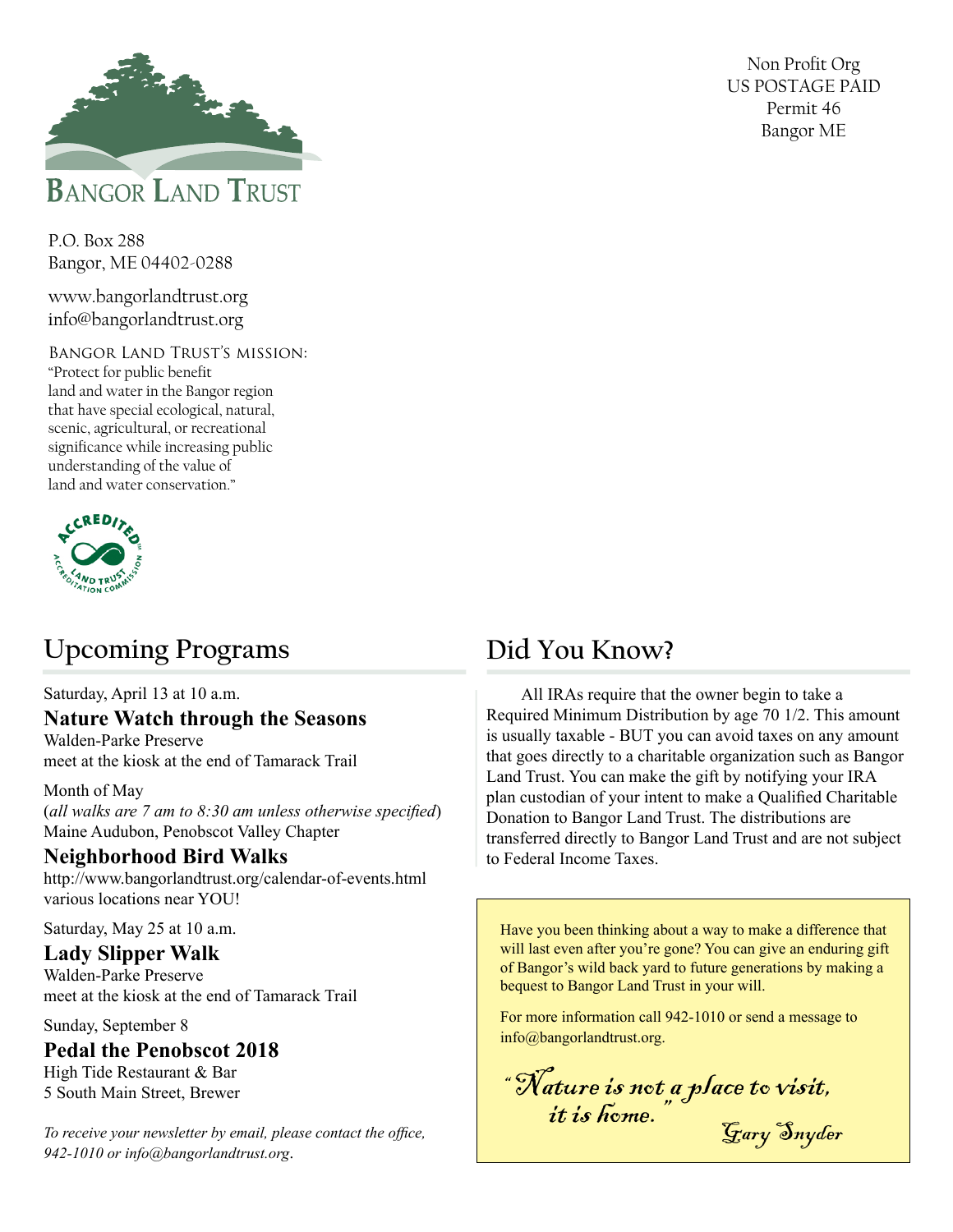Bangor Land Trust

Non Profit Org
US POSTAGE PAID
Permit 46
Bangor ME

P.O. Box 288
Bangor, ME 04402-0288

www.bangorlandtrust.org
info@bangorlandtrust.org

Bangor Land Trust's mission:
"Protect for public benefit land and water in the Bangor region that have special ecological, natural, scenic, agricultural, or recreational significance while increasing public understanding of the value of land and water conservation."

## Upcoming Programs

Saturday, April 13 at 10 a.m.

**Nature Watch through the Seasons**
Walden-Parke Preserve
meet at the kiosk at the end of Tamarack Trail

Month of May
(*all walks are 7 am to 8:30 am unless otherwise specified*)
Maine Audubon, Penobscot Valley Chapter

**Neighborhood Bird Walks**
http://www.bangorlandtrust.org/calendar-of-events.html
various locations near YOU!

Saturday, May 25 at 10 a.m.

**Lady Slipper Walk**
Walden-Parke Preserve
meet at the kiosk at the end of Tamarack Trail

Sunday, September 8

**Pedal the Penobscot 2018**
High Tide Restaurant & Bar
5 South Main Street, Brewer

*To receive your newsletter by email, please contact the office, 942-1010 or info@bangorlandtrust.org.*

## Did You Know?

All IRAs require that the owner begin to take a Required Minimum Distribution by age 70 1/2. This amount is usually taxable - BUT you can avoid taxes on any amount that goes directly to a charitable organization such as Bangor Land Trust. You can make the gift by notifying your IRA plan custodian of your intent to make a Qualified Charitable Donation to Bangor Land Trust. The distributions are transferred directly to Bangor Land Trust and are not subject to Federal Income Taxes.

Have you been thinking about a way to make a difference that will last even after you're gone? You can give an enduring gift of Bangor's wild back yard to future generations by making a bequest to Bangor Land Trust in your will.

For more information call 942-1010 or send a message to info@bangorlandtrust.org.

*"Nature is not a place to visit, it is home."*
*Gary Snyder*